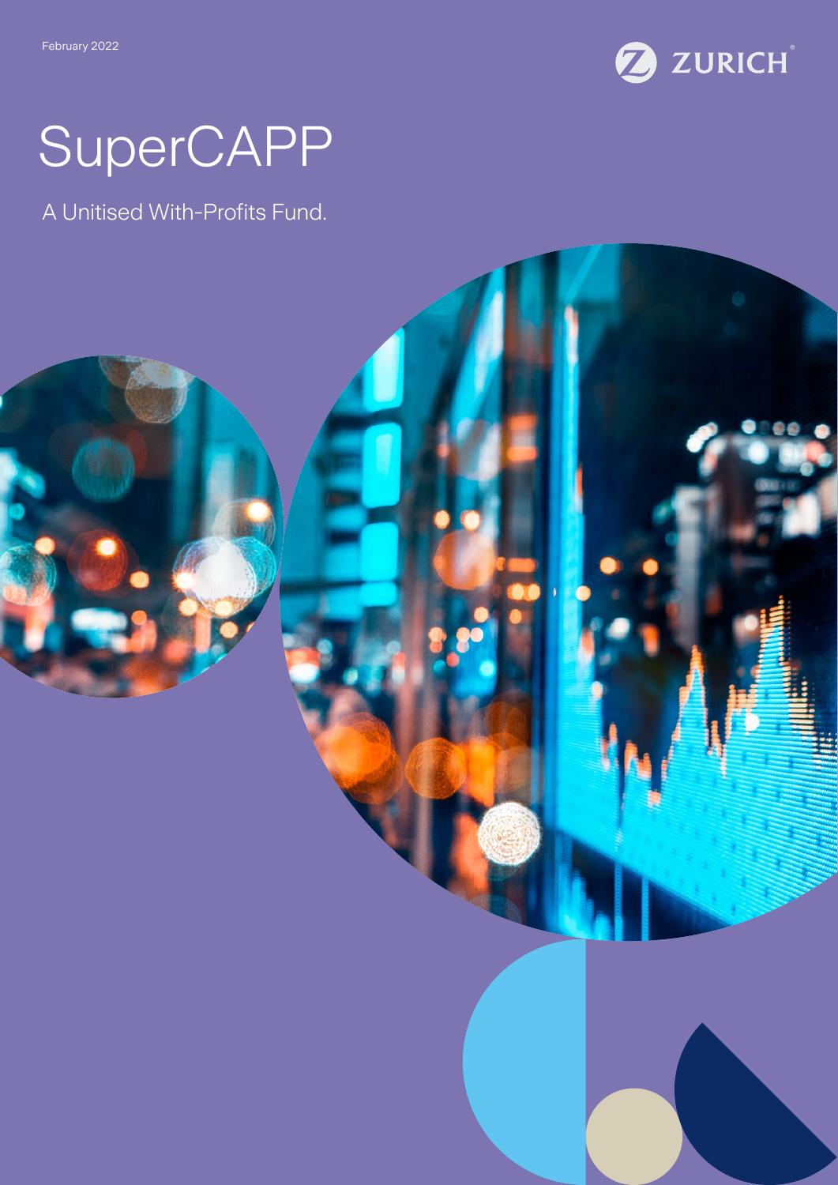February 2022

ZURICH

# SuperCAPP

A Unitised With-Profits Fund.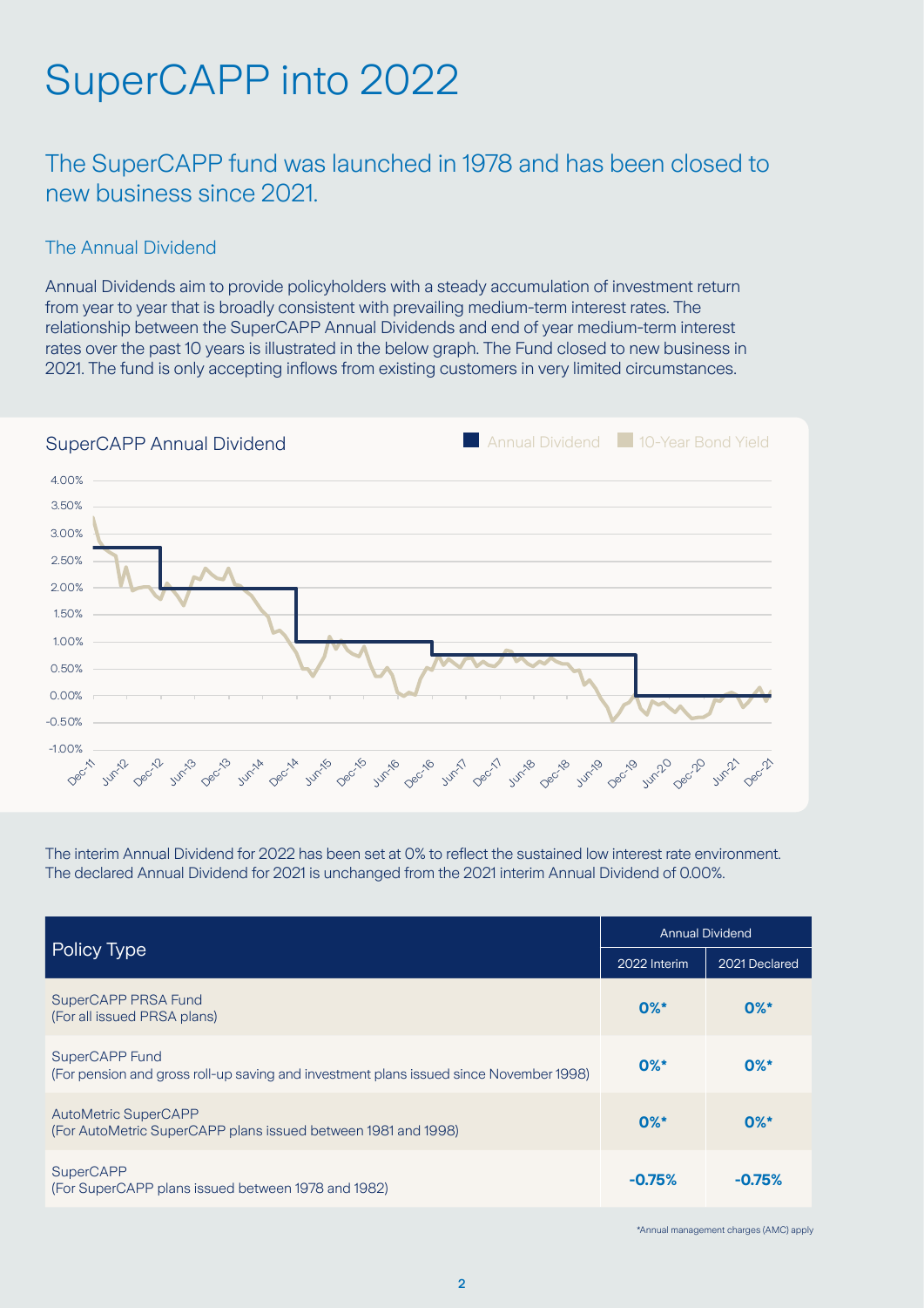# SuperCAPP into 2022

## The SuperCAPP fund was launched in 1978 and has been closed to new business since 2021.

### The Annual Dividend

Annual Dividends aim to provide policyholders with a steady accumulation of investment return from year to year that is broadly consistent with prevailing medium-term interest rates. The relationship between the SuperCAPP Annual Dividends and end of year medium-term interest rates over the past 10 years is illustrated in the below graph. The Fund closed to new business in 2021. The fund is only accepting inflows from existing customers in very limited circumstances.

SuperCAPP Annual Dividend

Annual Dividend | 10-Year Bond Yield

The interim Annual Dividend for 2022 has been set at 0% to reflect the sustained low interest rate environment. The declared Annual Dividend for 2021 is unchanged from the 2021 interim Annual Dividend of 0.00%.

| Policy Type | Annual Dividend | |
|---|---|---|
| | 2022 Interim | 2021 Declared |
| SuperCAPP PRSA Fund<br>(For all issued PRSA plans) | **0%*** | **0%*** |
| SuperCAPP Fund<br>(For pension and gross roll-up saving and investment plans issued since November 1998) | **0%*** | **0%*** |
| AutoMetric SuperCAPP<br>(For AutoMetric SuperCAPP plans issued between 1981 and 1998) | **0%*** | **0%*** |
| SuperCAPP<br>(For SuperCAPP plans issued between 1978 and 1982) | **-0.75%** | **-0.75%** |

*Annual management charges (AMC) apply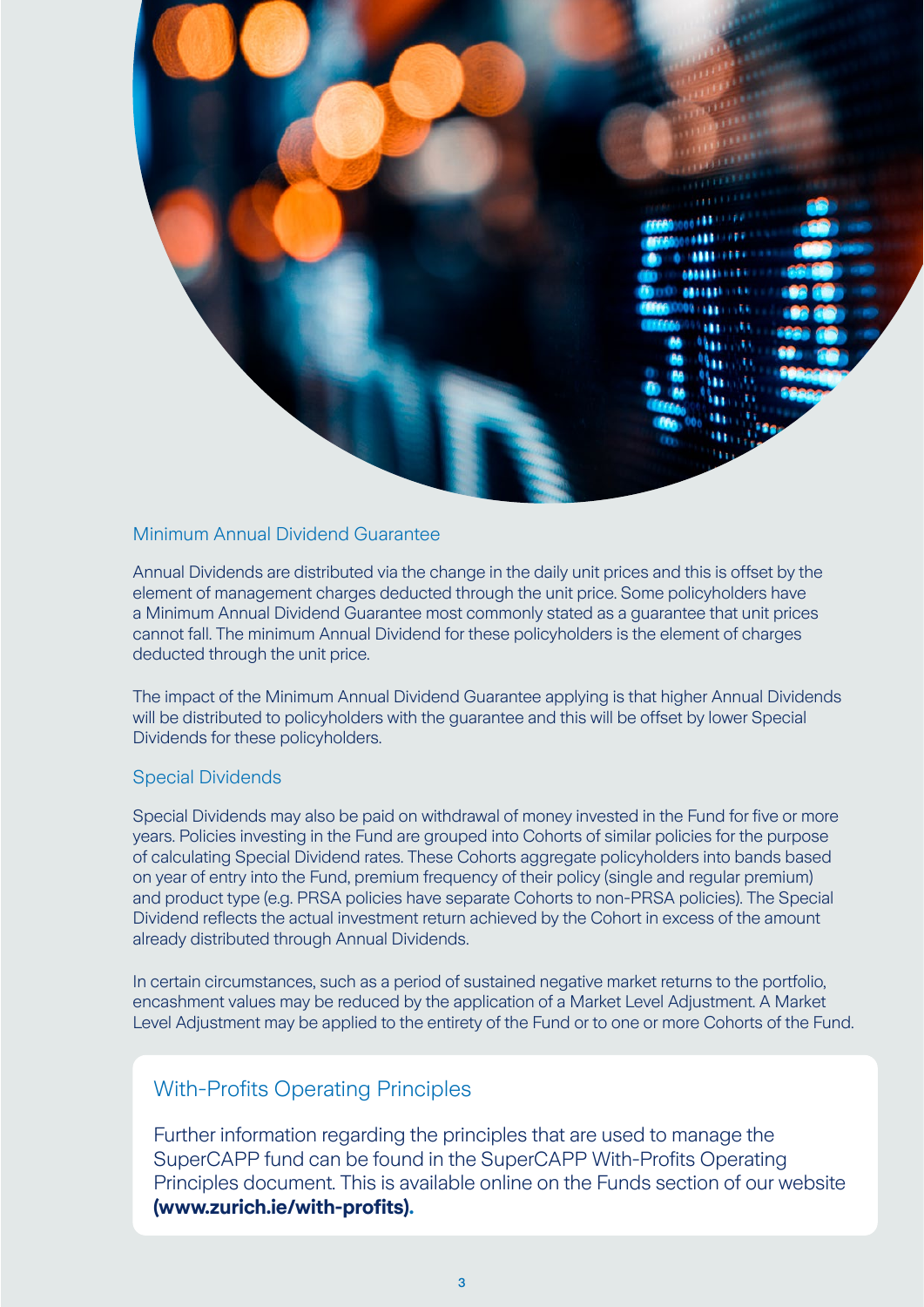## Minimum Annual Dividend Guarantee

Annual Dividends are distributed via the change in the daily unit prices and this is offset by the element of management charges deducted through the unit price. Some policyholders have a Minimum Annual Dividend Guarantee most commonly stated as a guarantee that unit prices cannot fall. The minimum Annual Dividend for these policyholders is the element of charges deducted through the unit price.

The impact of the Minimum Annual Dividend Guarantee applying is that higher Annual Dividends will be distributed to policyholders with the guarantee and this will be offset by lower Special Dividends for these policyholders.

## Special Dividends

Special Dividends may also be paid on withdrawal of money invested in the Fund for five or more years. Policies investing in the Fund are grouped into Cohorts of similar policies for the purpose of calculating Special Dividend rates. These Cohorts aggregate policyholders into bands based on year of entry into the Fund, premium frequency of their policy (single and regular premium) and product type (e.g. PRSA policies have separate Cohorts to non-PRSA policies). The Special Dividend reflects the actual investment return achieved by the Cohort in excess of the amount already distributed through Annual Dividends.

In certain circumstances, such as a period of sustained negative market returns to the portfolio, encashment values may be reduced by the application of a Market Level Adjustment. A Market Level Adjustment may be applied to the entirety of the Fund or to one or more Cohorts of the Fund.

## With-Profits Operating Principles

Further information regarding the principles that are used to manage the SuperCAPP fund can be found in the SuperCAPP With-Profits Operating Principles document. This is available online on the Funds section of our website **(www.zurich.ie/with-profits).**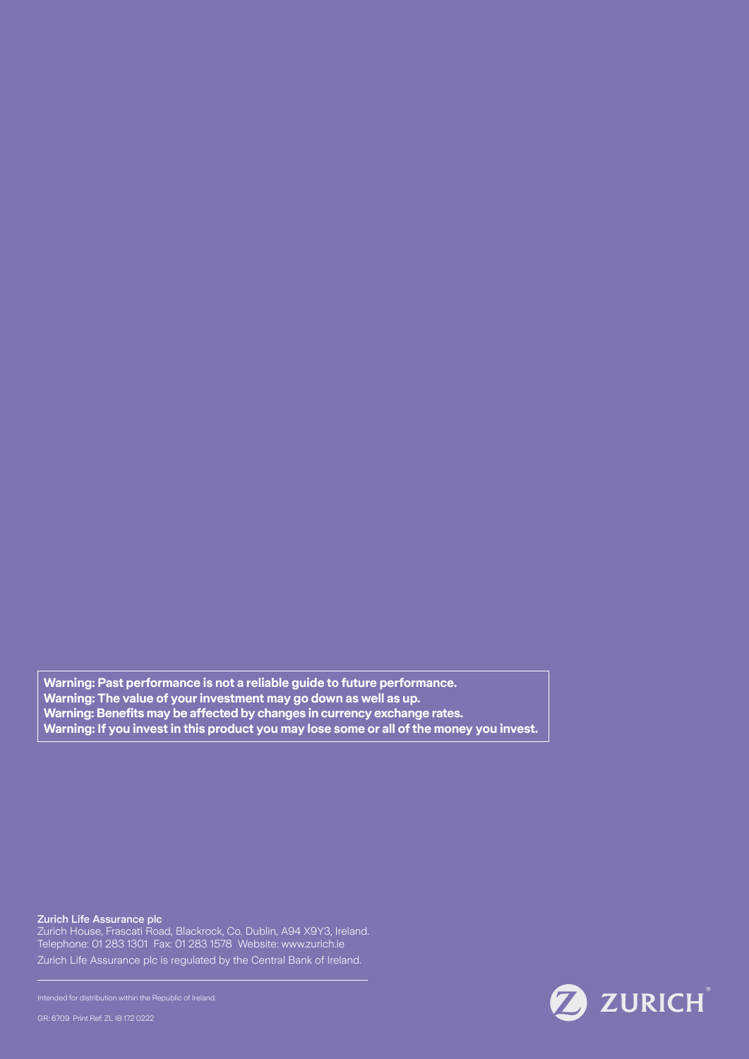**Warning: Past performance is not a reliable guide to future performance.**
**Warning: The value of your investment may go down as well as up.**
**Warning: Benefits may be affected by changes in currency exchange rates.**
**Warning: If you invest in this product you may lose some or all of the money you invest.**

**Zurich Life Assurance plc**
Zurich House, Frascati Road, Blackrock, Co. Dublin, A94 X9Y3, Ireland.
Telephone: 01 283 1301 Fax: 01 283 1578 Website: www.zurich.ie

Zurich Life Assurance plc is regulated by the Central Bank of Ireland.

Intended for distribution within the Republic of Ireland.

GR: 6709 Print Ref: ZL IB 172 0222

ZURICH®